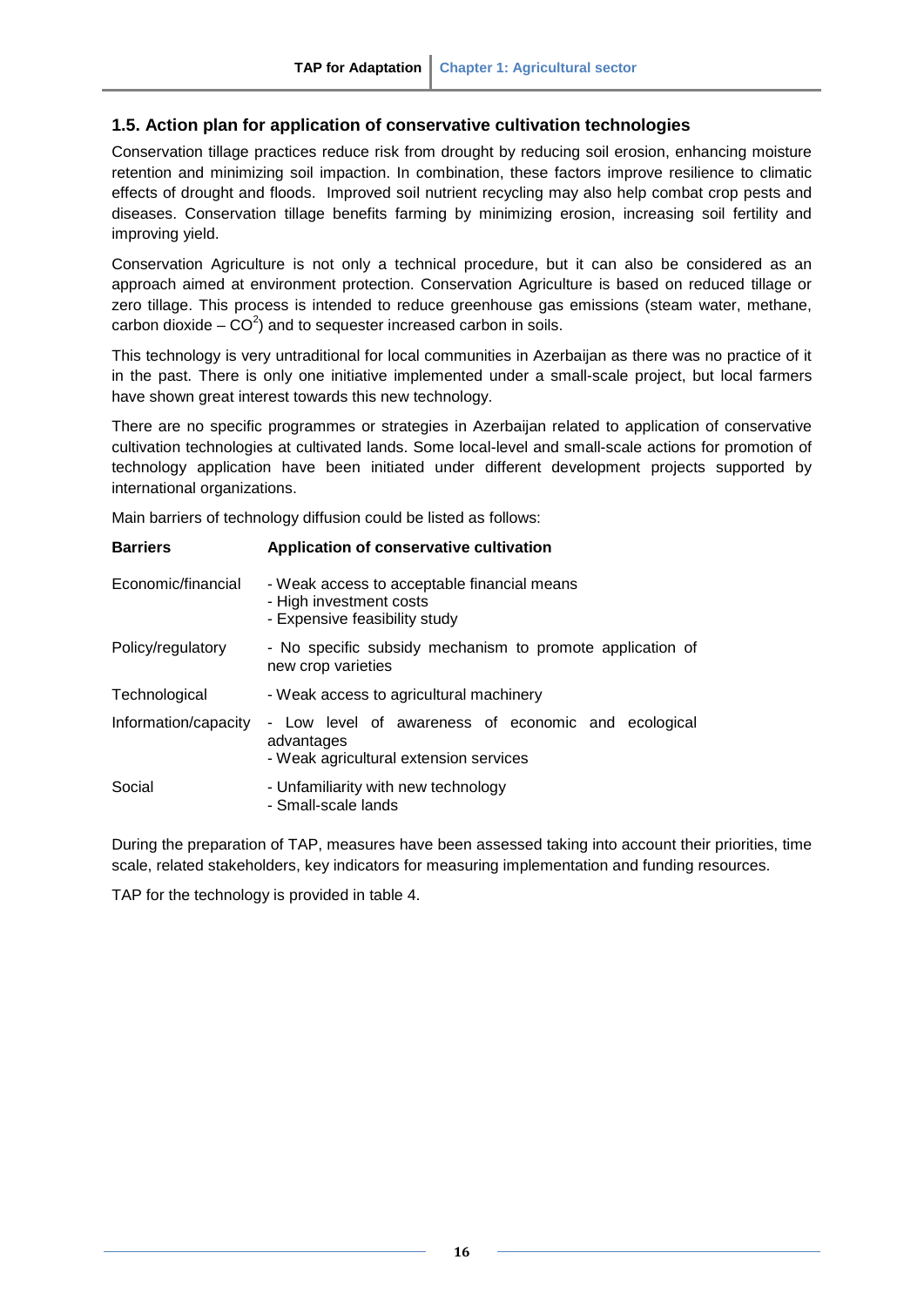### 1.5. Action plan for application of conservative cultivation technologies

Conservation tillage practices reduce risk from drought by reducing soil erosion, enhancing moisture retention and minimizing soil impaction. In combination, these factors improve resilience to climatic effects of drought and floods. Improved soil nutrient recycling may also help combat crop pests and diseases. Conservation tillage benefits farming by minimizing erosion, increasing soil fertility and improving yield.

Conservation Agriculture is not only a technical procedure, but it can also be considered as an approach aimed at environment protection. Conservation Agriculture is based on reduced tillage or zero tillage. This process is intended to reduce greenhouse gas emissions (steam water, methane, carbon dioxide – $CO^2$) and to sequester increased carbon in soils.

This technology is very untraditional for local communities in Azerbaijan as there was no practice of it in the past. There is only one initiative implemented under a small-scale project, but local farmers have shown great interest towards this new technology.

There are no specific programmes or strategies in Azerbaijan related to application of conservative cultivation technologies at cultivated lands. Some local-level and small-scale actions for promotion of technology application have been initiated under different development projects supported by international organizations.

Main barriers of technology diffusion could be listed as follows:

| Barriers | Application of conservative cultivation |
| --- | --- |
| Economic/financial | - Weak access to acceptable financial means<br>- High investment costs<br>- Expensive feasibility study |
| Policy/regulatory | - No specific subsidy mechanism to promote application of new crop varieties |
| Technological | - Weak access to agricultural machinery |
| Information/capacity | - Low level of awareness of economic and ecological advantages<br>- Weak agricultural extension services |
| Social | - Unfamiliarity with new technology<br>- Small-scale lands |

During the preparation of TAP, measures have been assessed taking into account their priorities, time scale, related stakeholders, key indicators for measuring implementation and funding resources.

TAP for the technology is provided in table 4.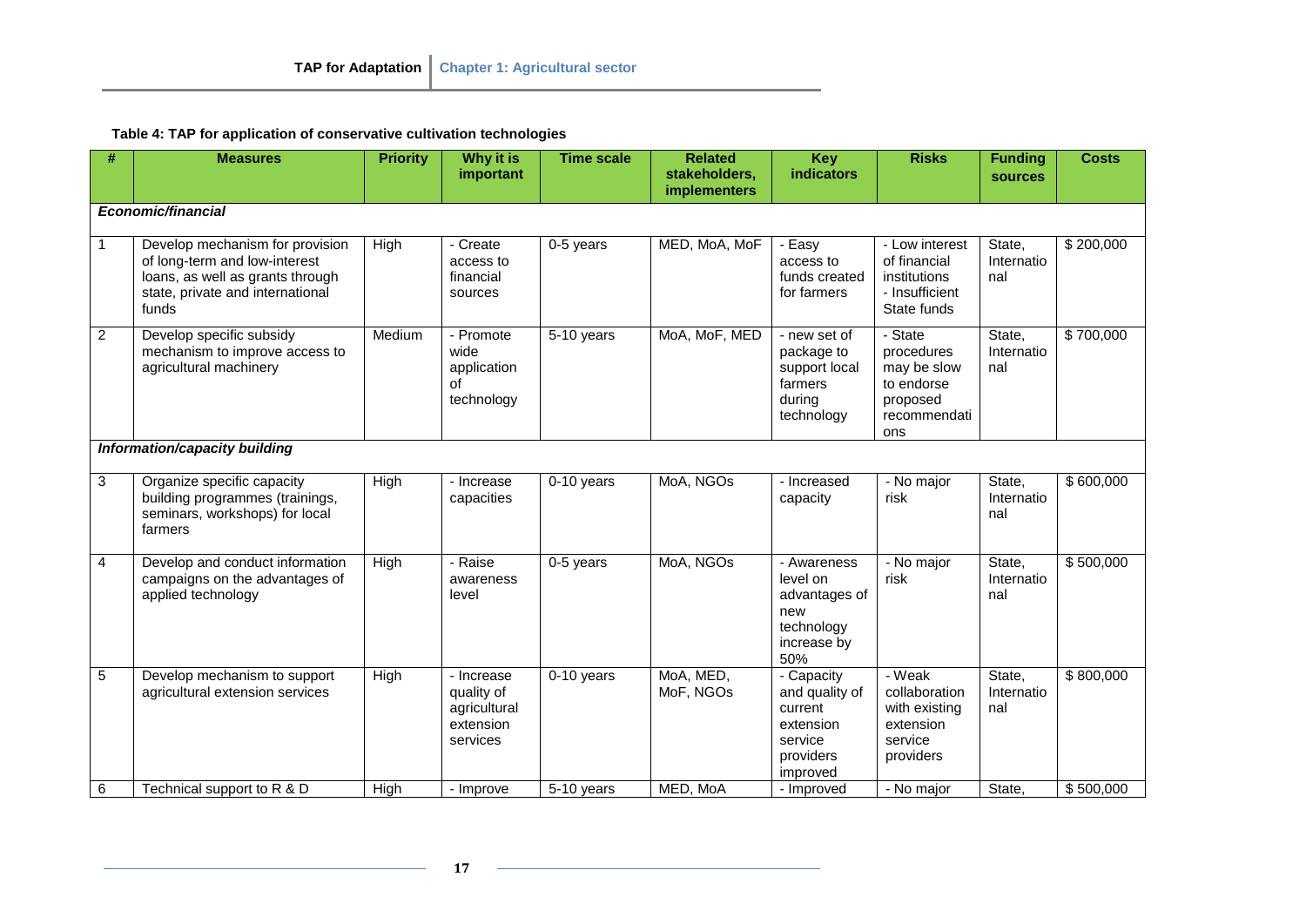**Table 4: TAP for application of conservative cultivation technologies**

| # | Measures | Priority | Why it is important | Time scale | Related stakeholders, implementers | Key indicators | Risks | Funding sources | Costs |
|---|---|---|---|---|---|---|---|---|---|
| ***Economic/financial*** | | | | | | | | | |
| 1 | Develop mechanism for provision of long-term and low-interest loans, as well as grants through state, private and international funds | High | - Create access to financial sources | 0-5 years | MED, MoA, MoF | - Easy access to funds created for farmers | - Low interest of financial institutions - Insufficient State funds | State, International | $ 200,000 |
| 2 | Develop specific subsidy mechanism to improve access to agricultural machinery | Medium | - Promote wide application of technology | 5-10 years | MoA, MoF, MED | - new set of package to support local farmers during technology | - State procedures may be slow to endorse proposed recommendations | State, International | $ 700,000 |
| ***Information/capacity building*** | | | | | | | | | |
| 3 | Organize specific capacity building programmes (trainings, seminars, workshops) for local farmers | High | - Increase capacities | 0-10 years | MoA, NGOs | - Increased capacity | - No major risk | State, International | $ 600,000 |
| 4 | Develop and conduct information campaigns on the advantages of applied technology | High | - Raise awareness level | 0-5 years | MoA, NGOs | - Awareness level on advantages of new technology increase by 50% | - No major risk | State, International | $ 500,000 |
| 5 | Develop mechanism to support agricultural extension services | High | - Increase quality of agricultural extension services | 0-10 years | MoA, MED, MoF, NGOs | - Capacity and quality of current extension service providers improved | - Weak collaboration with existing extension service providers | State, International | $ 800,000 |
| 6 | Technical support to R & D | High | - Improve | 5-10 years | MED, MoA | - Improved | - No major | State, | $ 500,000 |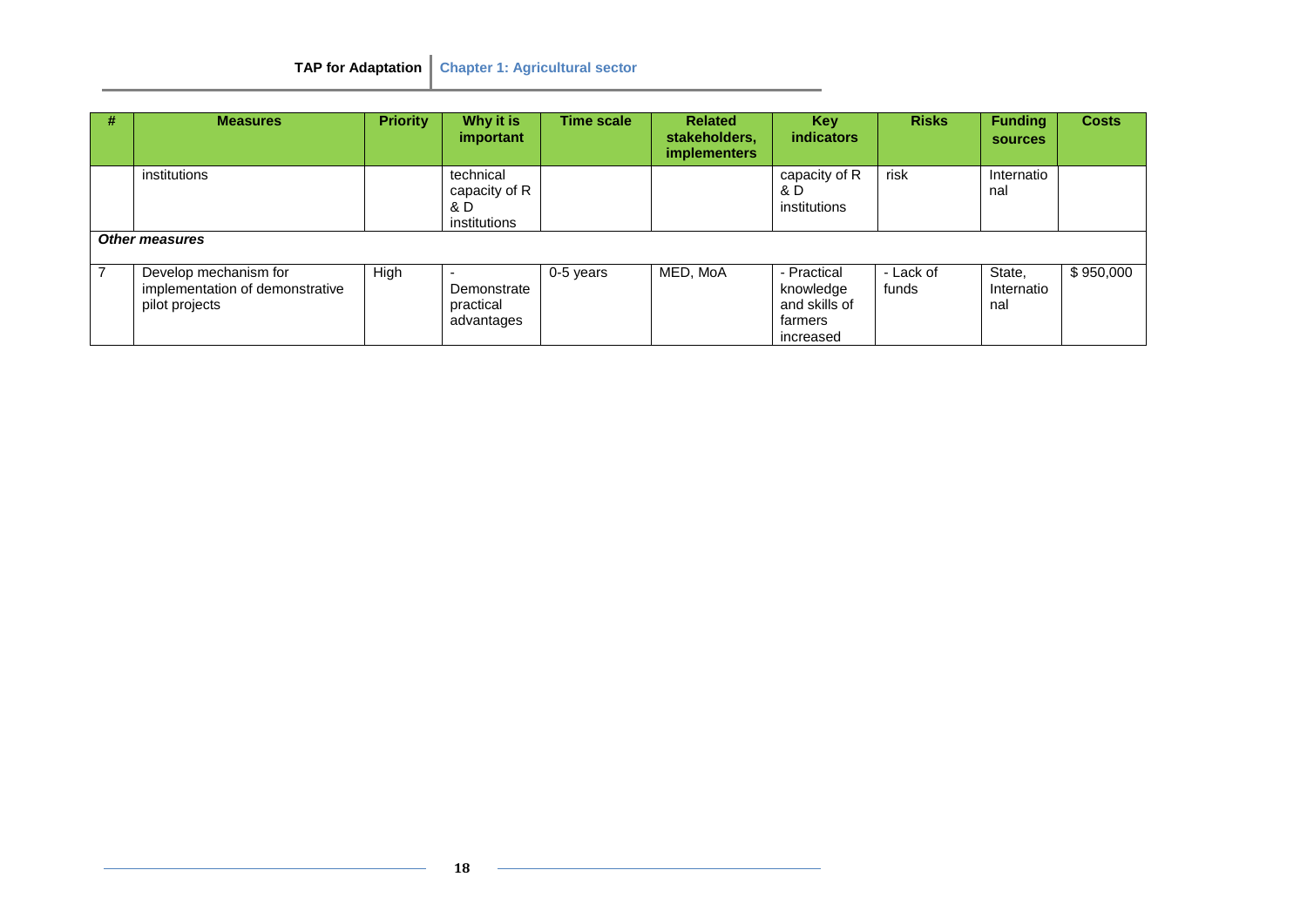| # | Measures | Priority | Why it is important | Time scale | Related stakeholders, implementers | Key indicators | Risks | Funding sources | Costs |
|---|---|---|---|---|---|---|---|---|---|
| | institutions | | technical capacity of R & D institutions | | | capacity of R & D institutions | risk | International | |
| ***Other measures*** | | | | | | | | | |
| 7 | Develop mechanism for implementation of demonstrative pilot projects | High | - Demonstrate practical advantages | 0-5 years | MED, MoA | - Practical knowledge and skills of farmers increased | - Lack of funds | State, International | $ 950,000 |